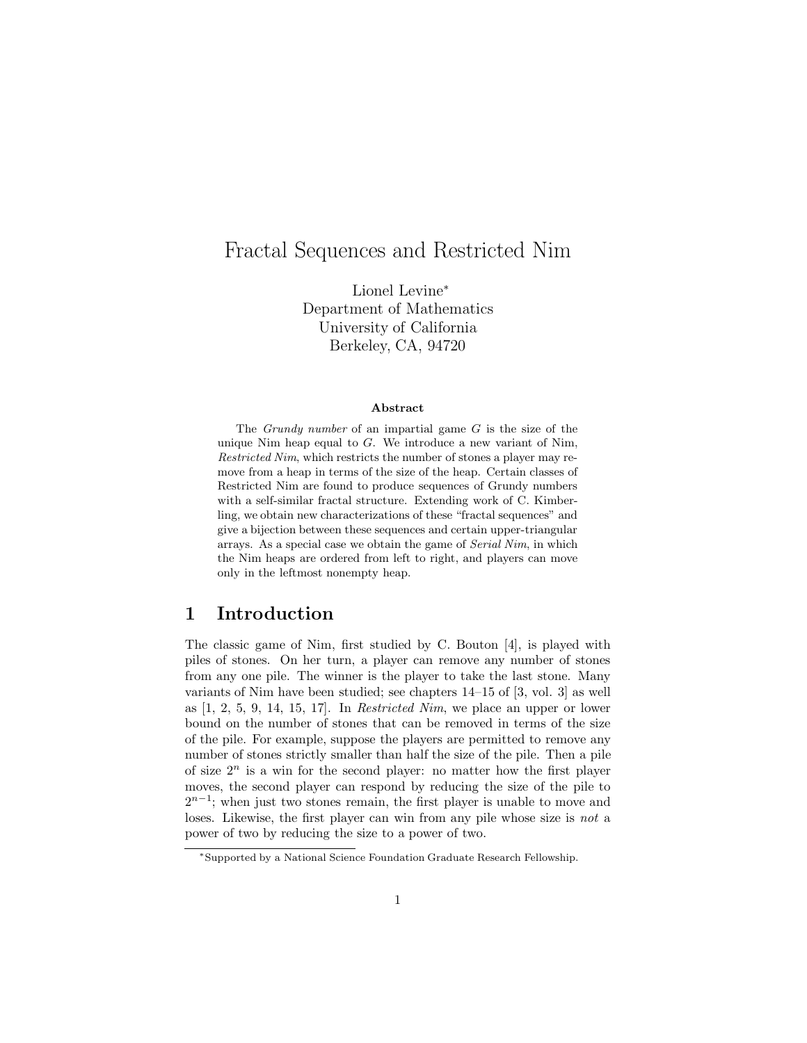# Fractal Sequences and Restricted Nim

Lionel Levine*
Department of Mathematics
University of California
Berkeley, CA, 94720

#### Abstract

The *Grundy number* of an impartial game $G$ is the size of the unique Nim heap equal to $G$. We introduce a new variant of Nim, *Restricted Nim*, which restricts the number of stones a player may remove from a heap in terms of the size of the heap. Certain classes of Restricted Nim are found to produce sequences of Grundy numbers with a self-similar fractal structure. Extending work of C. Kimberling, we obtain new characterizations of these "fractal sequences" and give a bijection between these sequences and certain upper-triangular arrays. As a special case we obtain the game of *Serial Nim*, in which the Nim heaps are ordered from left to right, and players can move only in the leftmost nonempty heap.

## 1 Introduction

The classic game of Nim, first studied by C. Bouton [4], is played with piles of stones. On her turn, a player can remove any number of stones from any one pile. The winner is the player to take the last stone. Many variants of Nim have been studied; see chapters 14–15 of [3, vol. 3] as well as [1, 2, 5, 9, 14, 15, 17]. In *Restricted Nim*, we place an upper or lower bound on the number of stones that can be removed in terms of the size of the pile. For example, suppose the players are permitted to remove any number of stones strictly smaller than half the size of the pile. Then a pile of size $2^n$ is a win for the second player: no matter how the first player moves, the second player can respond by reducing the size of the pile to $2^{n-1}$; when just two stones remain, the first player is unable to move and loses. Likewise, the first player can win from any pile whose size is *not* a power of two by reducing the size to a power of two.

*Supported by a National Science Foundation Graduate Research Fellowship.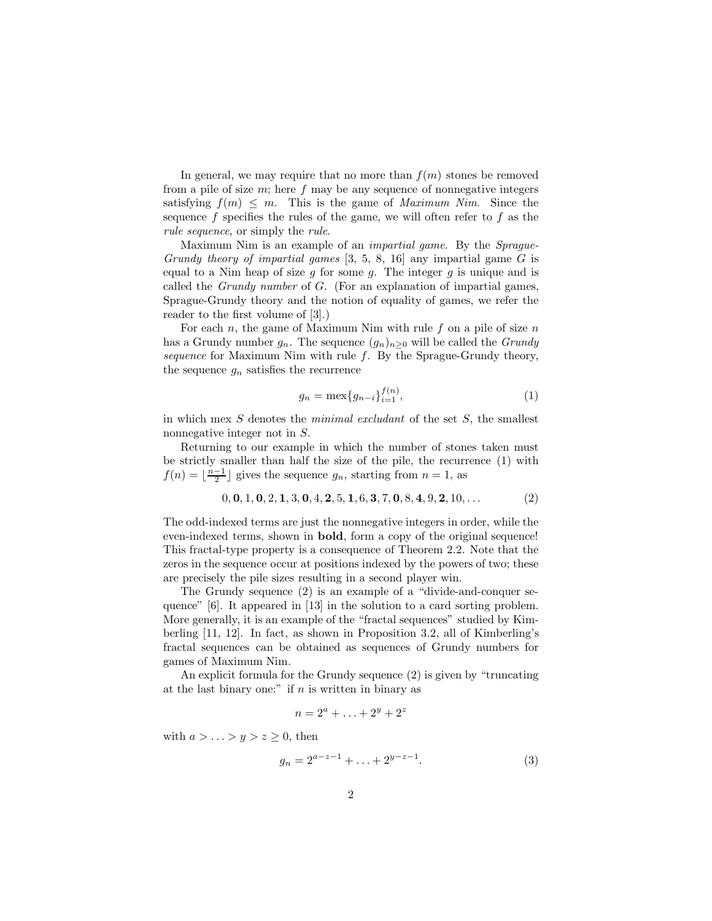In general, we may require that no more than $f(m)$ stones be removed from a pile of size $m$; here $f$ may be any sequence of nonnegative integers satisfying $f(m) \leq m$. This is the game of *Maximum Nim*. Since the sequence $f$ specifies the rules of the game, we will often refer to $f$ as the *rule sequence*, or simply the *rule*.

Maximum Nim is an example of an *impartial game*. By the *Sprague-Grundy theory of impartial games* [3, 5, 8, 16] any impartial game $G$ is equal to a Nim heap of size $g$ for some $g$. The integer $g$ is unique and is called the *Grundy number* of $G$. (For an explanation of impartial games, Sprague-Grundy theory and the notion of equality of games, we refer the reader to the first volume of [3].)

For each $n$, the game of Maximum Nim with rule $f$ on a pile of size $n$ has a Grundy number $g_n$. The sequence $(g_n)_{n\geq 0}$ will be called the *Grundy sequence* for Maximum Nim with rule $f$. By the Sprague-Grundy theory, the sequence $g_n$ satisfies the recurrence

$$g_n = \text{mex}\{g_{n-i}\}_{i=1}^{f(n)}, \tag{1}$$

in which mex $S$ denotes the *minimal excludant* of the set $S$, the smallest nonnegative integer not in $S$.

Returning to our example in which the number of stones taken must be strictly smaller than half the size of the pile, the recurrence (1) with $f(n) = \lfloor \frac{n-1}{2} \rfloor$ gives the sequence $g_n$, starting from $n = 1$, as

$$0, \mathbf{0}, 1, \mathbf{0}, 2, \mathbf{1}, 3, \mathbf{0}, 4, \mathbf{2}, 5, \mathbf{1}, 6, \mathbf{3}, 7, \mathbf{0}, 8, \mathbf{4}, 9, \mathbf{2}, 10, \ldots \tag{2}$$

The odd-indexed terms are just the nonnegative integers in order, while the even-indexed terms, shown in **bold**, form a copy of the original sequence! This fractal-type property is a consequence of Theorem 2.2. Note that the zeros in the sequence occur at positions indexed by the powers of two; these are precisely the pile sizes resulting in a second player win.

The Grundy sequence (2) is an example of a "divide-and-conquer sequence" [6]. It appeared in [13] in the solution to a card sorting problem. More generally, it is an example of the "fractal sequences" studied by Kimberling [11, 12]. In fact, as shown in Proposition 3.2, all of Kimberling's fractal sequences can be obtained as sequences of Grundy numbers for games of Maximum Nim.

An explicit formula for the Grundy sequence (2) is given by "truncating at the last binary one:" if $n$ is written in binary as

$$n = 2^a + \ldots + 2^y + 2^z$$

with $a > \ldots > y > z \geq 0$, then

$$g_n = 2^{a-z-1} + \ldots + 2^{y-z-1}. \tag{3}$$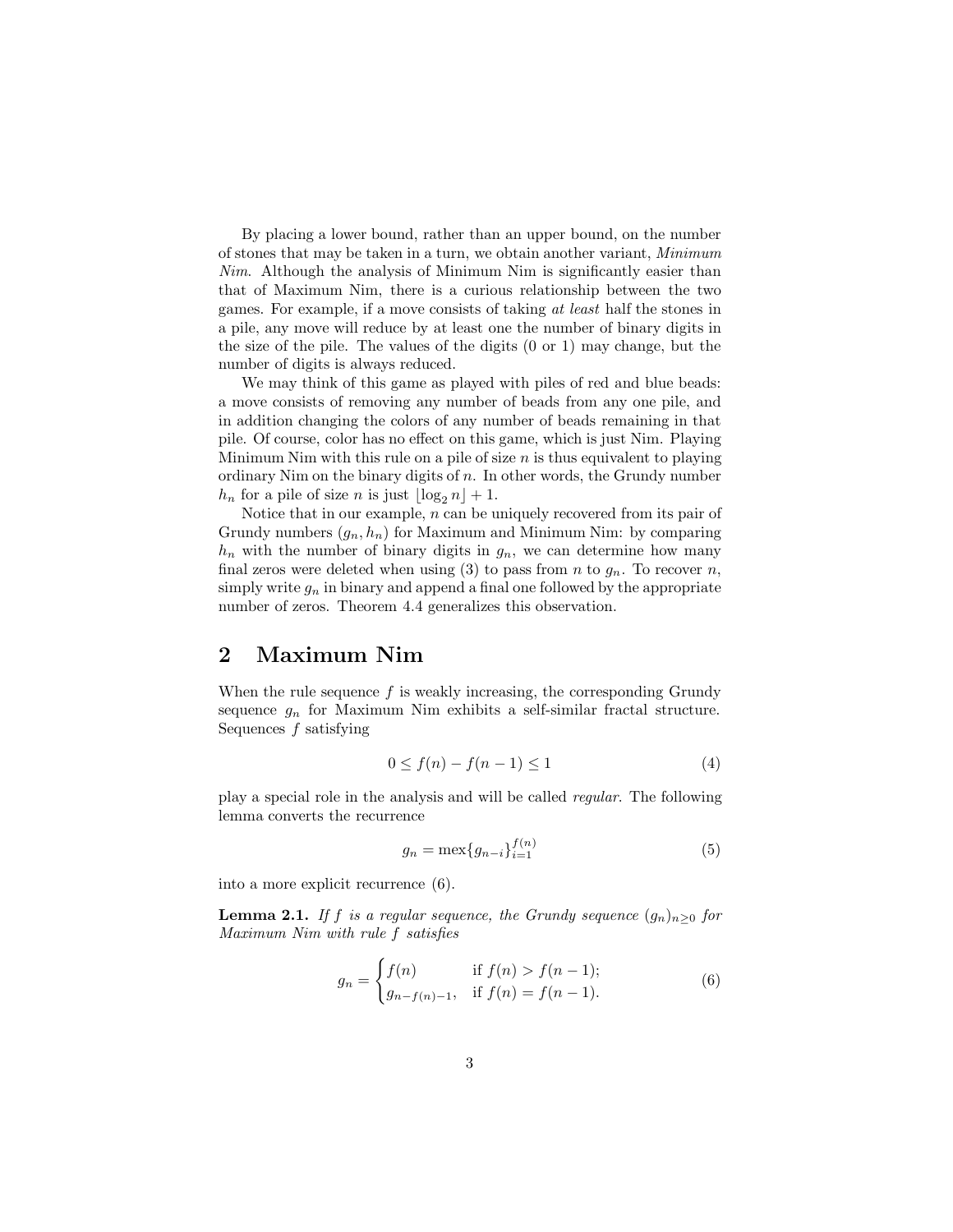By placing a lower bound, rather than an upper bound, on the number of stones that may be taken in a turn, we obtain another variant, *Minimum Nim*. Although the analysis of Minimum Nim is significantly easier than that of Maximum Nim, there is a curious relationship between the two games. For example, if a move consists of taking *at least* half the stones in a pile, any move will reduce by at least one the number of binary digits in the size of the pile. The values of the digits (0 or 1) may change, but the number of digits is always reduced.

We may think of this game as played with piles of red and blue beads: a move consists of removing any number of beads from any one pile, and in addition changing the colors of any number of beads remaining in that pile. Of course, color has no effect on this game, which is just Nim. Playing Minimum Nim with this rule on a pile of size $n$ is thus equivalent to playing ordinary Nim on the binary digits of $n$. In other words, the Grundy number $h_n$ for a pile of size $n$ is just $\lfloor \log_2 n \rfloor + 1$.

Notice that in our example, $n$ can be uniquely recovered from its pair of Grundy numbers $(g_n, h_n)$ for Maximum and Minimum Nim: by comparing $h_n$ with the number of binary digits in $g_n$, we can determine how many final zeros were deleted when using (3) to pass from $n$ to $g_n$. To recover $n$, simply write $g_n$ in binary and append a final one followed by the appropriate number of zeros. Theorem 4.4 generalizes this observation.

## 2 Maximum Nim

When the rule sequence $f$ is weakly increasing, the corresponding Grundy sequence $g_n$ for Maximum Nim exhibits a self-similar fractal structure. Sequences $f$ satisfying

$$0 \leq f(n) - f(n-1) \leq 1 \tag{4}$$

play a special role in the analysis and will be called *regular*. The following lemma converts the recurrence

$$g_n = \operatorname{mex}\{g_{n-i}\}_{i=1}^{f(n)} \tag{5}$$

into a more explicit recurrence (6).

**Lemma 2.1.** *If $f$ is a regular sequence, the Grundy sequence $(g_n)_{n \geq 0}$ for Maximum Nim with rule $f$ satisfies*

$$g_n = \begin{cases} f(n) & \text{if } f(n) > f(n-1); \\ g_{n-f(n)-1}, & \text{if } f(n) = f(n-1). \end{cases} \tag{6}$$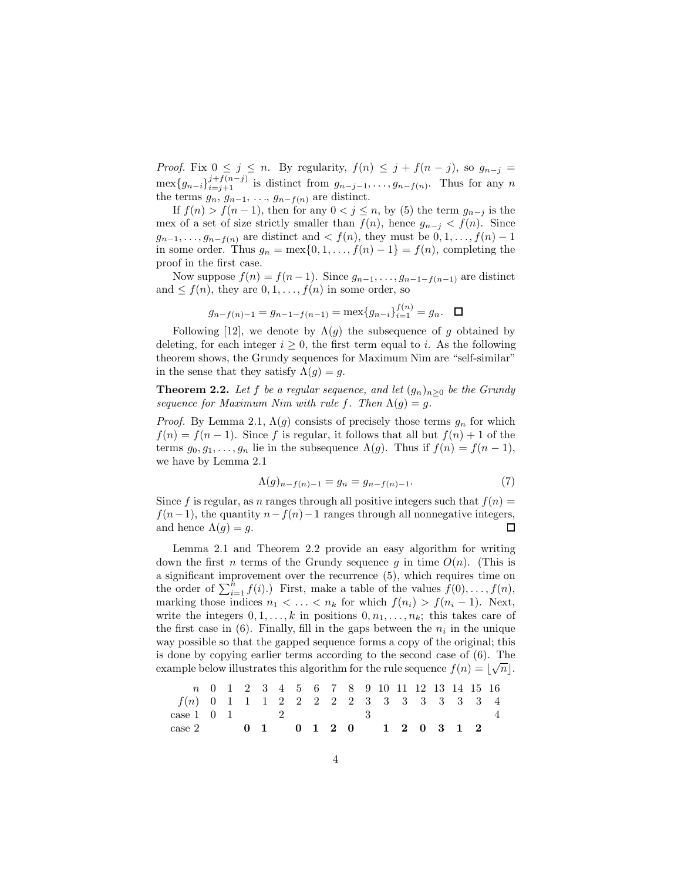*Proof.* Fix $0 \le j \le n$. By regularity, $f(n) \le j + f(n-j)$, so $g_{n-j} = \text{mex}\{g_{n-i}\}_{i=j+1}^{j+f(n-j)}$ is distinct from $g_{n-j-1}, \ldots, g_{n-f(n)}$. Thus for any $n$ the terms $g_n$, $g_{n-1}$, …, $g_{n-f(n)}$ are distinct.

If $f(n) > f(n-1)$, then for any $0 < j \le n$, by (5) the term $g_{n-j}$ is the mex of a set of size strictly smaller than $f(n)$, hence $g_{n-j} < f(n)$. Since $g_{n-1}, \ldots, g_{n-f(n)}$ are distinct and $< f(n)$, they must be $0, 1, \ldots, f(n)-1$ in some order. Thus $g_n = \text{mex}\{0, 1, \ldots, f(n)-1\} = f(n)$, completing the proof in the first case.

Now suppose $f(n) = f(n-1)$. Since $g_{n-1}, \ldots, g_{n-1-f(n-1)}$ are distinct and $\le f(n)$, they are $0, 1, \ldots, f(n)$ in some order, so

$$g_{n-f(n)-1} = g_{n-1-f(n-1)} = \text{mex}\{g_{n-i}\}_{i=1}^{f(n)} = g_n. \quad \square$$

Following [12], we denote by $\Lambda(g)$ the subsequence of $g$ obtained by deleting, for each integer $i \ge 0$, the first term equal to $i$. As the following theorem shows, the Grundy sequences for Maximum Nim are "self-similar" in the sense that they satisfy $\Lambda(g) = g$.

**Theorem 2.2.** *Let $f$ be a regular sequence, and let $(g_n)_{n \ge 0}$ be the Grundy sequence for Maximum Nim with rule $f$. Then $\Lambda(g) = g$.*

*Proof.* By Lemma 2.1, $\Lambda(g)$ consists of precisely those terms $g_n$ for which $f(n) = f(n-1)$. Since $f$ is regular, it follows that all but $f(n)+1$ of the terms $g_0, g_1, \ldots, g_n$ lie in the subsequence $\Lambda(g)$. Thus if $f(n) = f(n-1)$, we have by Lemma 2.1

$$\Lambda(g)_{n-f(n)-1} = g_n = g_{n-f(n)-1}. \tag{7}$$

Since $f$ is regular, as $n$ ranges through all positive integers such that $f(n) = f(n-1)$, the quantity $n - f(n) - 1$ ranges through all nonnegative integers, and hence $\Lambda(g) = g$. $\square$

Lemma 2.1 and Theorem 2.2 provide an easy algorithm for writing down the first $n$ terms of the Grundy sequence $g$ in time $O(n)$. (This is a significant improvement over the recurrence (5), which requires time on the order of $\sum_{i=1}^{n} f(i)$.) First, make a table of the values $f(0), \ldots, f(n)$, marking those indices $n_1 < \ldots < n_k$ for which $f(n_i) > f(n_i - 1)$. Next, write the integers $0, 1, \ldots, k$ in positions $0, n_1, \ldots, n_k$; this takes care of the first case in (6). Finally, fill in the gaps between the $n_i$ in the unique way possible so that the gapped sequence forms a copy of the original; this is done by copying earlier terms according to the second case of (6). The example below illustrates this algorithm for the rule sequence $f(n) = \lfloor \sqrt{n} \rfloor$.

| $n$ | 0 | 1 | 2 | 3 | 4 | 5 | 6 | 7 | 8 | 9 | 10 | 11 | 12 | 13 | 14 | 15 | 16 |
|---|---|---|---|---|---|---|---|---|---|---|---|---|---|---|---|---|---|
| $f(n)$ | 0 | 1 | 1 | 1 | 2 | 2 | 2 | 2 | 2 | 3 | 3 | 3 | 3 | 3 | 3 | 3 | 4 |
| case 1 | 0 | 1 | | | 2 | | | | | 3 | | | | | | | 4 |
| case 2 | | | **0** | **1** | | **0** | **1** | **2** | **0** | | **1** | **2** | **0** | **3** | **1** | **2** | |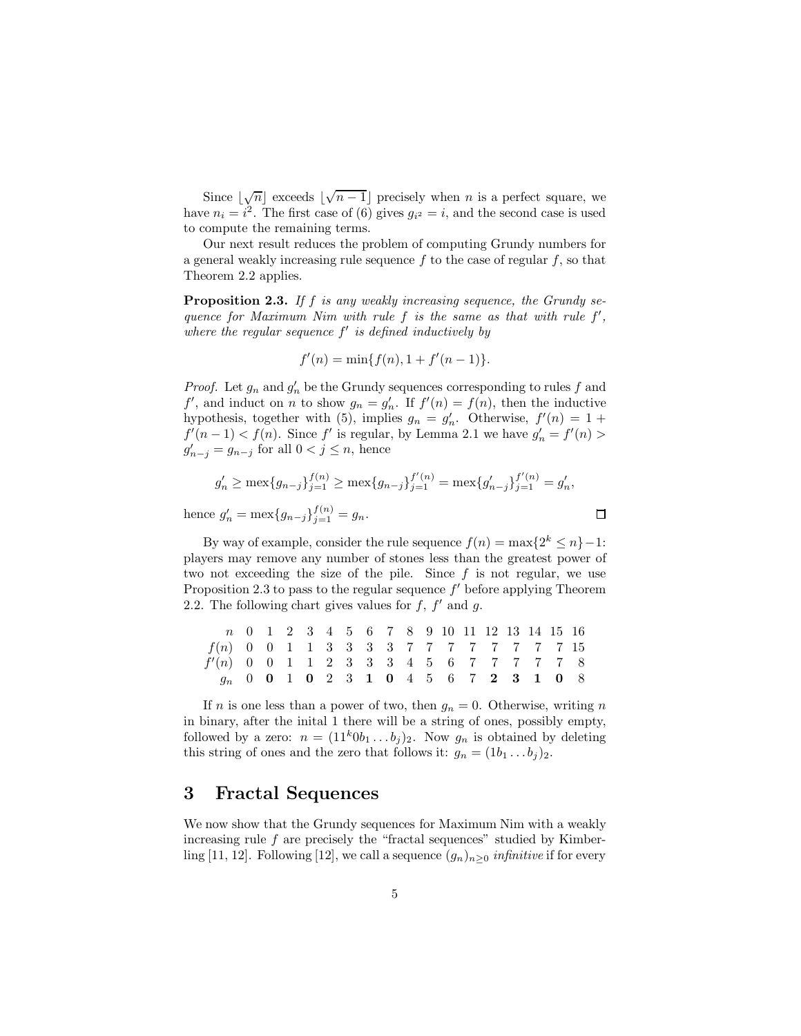Since $\lfloor\sqrt{n}\rfloor$ exceeds $\lfloor\sqrt{n-1}\rfloor$ precisely when $n$ is a perfect square, we have $n_i = i^2$. The first case of (6) gives $g_{i^2} = i$, and the second case is used to compute the remaining terms.

Our next result reduces the problem of computing Grundy numbers for a general weakly increasing rule sequence $f$ to the case of regular $f$, so that Theorem 2.2 applies.

**Proposition 2.3.** *If $f$ is any weakly increasing sequence, the Grundy sequence for Maximum Nim with rule $f$ is the same as that with rule $f'$, where the regular sequence $f'$ is defined inductively by*

$$f'(n) = \min\{f(n), 1 + f'(n-1)\}.$$

*Proof.* Let $g_n$ and $g'_n$ be the Grundy sequences corresponding to rules $f$ and $f'$, and induct on $n$ to show $g_n = g'_n$. If $f'(n) = f(n)$, then the inductive hypothesis, together with (5), implies $g_n = g'_n$. Otherwise, $f'(n) = 1 + f'(n-1) < f(n)$. Since $f'$ is regular, by Lemma 2.1 we have $g'_n = f'(n) > g'_{n-j} = g_{n-j}$ for all $0 < j \leq n$, hence

$$g'_n \geq \operatorname{mex}\{g_{n-j}\}_{j=1}^{f(n)} \geq \operatorname{mex}\{g_{n-j}\}_{j=1}^{f'(n)} = \operatorname{mex}\{g'_{n-j}\}_{j=1}^{f'(n)} = g'_n,$$

hence $g'_n = \operatorname{mex}\{g_{n-j}\}_{j=1}^{f(n)} = g_n$. $\square$

By way of example, consider the rule sequence $f(n) = \max\{2^k \leq n\} - 1$: players may remove any number of stones less than the greatest power of two not exceeding the size of the pile. Since $f$ is not regular, we use Proposition 2.3 to pass to the regular sequence $f'$ before applying Theorem 2.2. The following chart gives values for $f$, $f'$ and $g$.

| $n$ | 0 | 1 | 2 | 3 | 4 | 5 | 6 | 7 | 8 | 9 | 10 | 11 | 12 | 13 | 14 | 15 | 16 |
|---|---|---|---|---|---|---|---|---|---|---|---|---|---|---|---|---|---|
| $f(n)$ | 0 | 0 | 1 | 1 | 3 | 3 | 3 | 3 | 7 | 7 | 7 | 7 | 7 | 7 | 7 | 7 | 15 |
| $f'(n)$ | 0 | 0 | 1 | 1 | 2 | 3 | 3 | 3 | 4 | 5 | 6 | 7 | 7 | 7 | 7 | 7 | 8 |
| $g_n$ | 0 | **0** | 1 | **0** | 2 | 3 | **1** | **0** | 4 | 5 | 6 | 7 | **2** | **3** | **1** | **0** | 8 |

If $n$ is one less than a power of two, then $g_n = 0$. Otherwise, writing $n$ in binary, after the inital 1 there will be a string of ones, possibly empty, followed by a zero: $n = (11^k 0 b_1 \ldots b_j)_2$. Now $g_n$ is obtained by deleting this string of ones and the zero that follows it: $g_n = (1b_1 \ldots b_j)_2$.

## 3 Fractal Sequences

We now show that the Grundy sequences for Maximum Nim with a weakly increasing rule $f$ are precisely the "fractal sequences" studied by Kimberling [11, 12]. Following [12], we call a sequence $(g_n)_{n \geq 0}$ *infinitive* if for every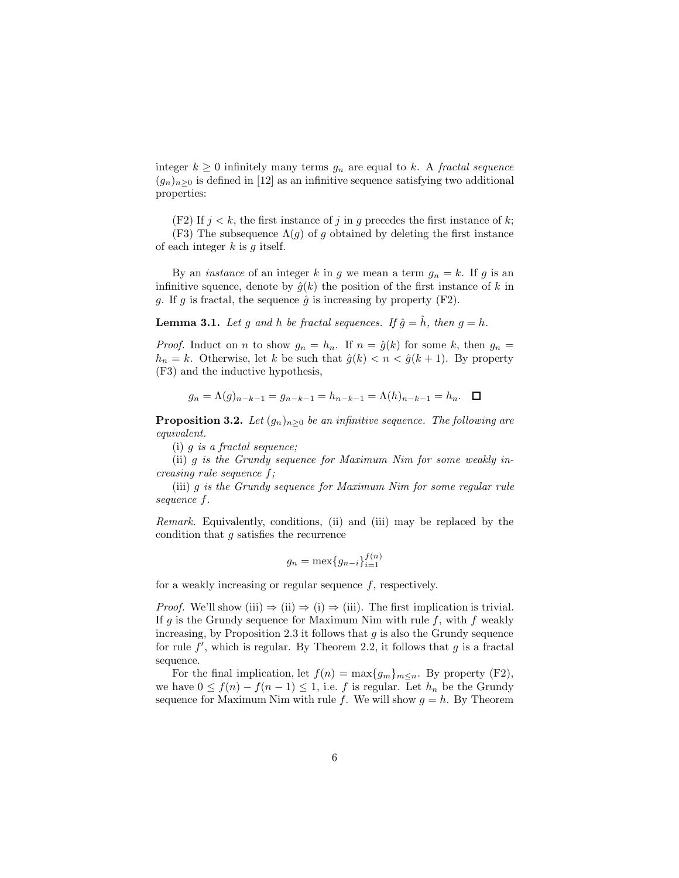integer $k \geq 0$ infinitely many terms $g_n$ are equal to $k$. A *fractal sequence* $(g_n)_{n\geq 0}$ is defined in [12] as an infinitive sequence satisfying two additional properties:

(F2) If $j < k$, the first instance of $j$ in $g$ precedes the first instance of $k$;
(F3) The subsequence $\Lambda(g)$ of $g$ obtained by deleting the first instance of each integer $k$ is $g$ itself.

By an *instance* of an integer $k$ in $g$ we mean a term $g_n = k$. If $g$ is an infinitive squence, denote by $\hat{g}(k)$ the position of the first instance of $k$ in $g$. If $g$ is fractal, the sequence $\hat{g}$ is increasing by property (F2).

**Lemma 3.1.** *Let $g$ and $h$ be fractal sequences. If $\hat{g} = \hat{h}$, then $g = h$.*

*Proof.* Induct on $n$ to show $g_n = h_n$. If $n = \hat{g}(k)$ for some $k$, then $g_n = h_n = k$. Otherwise, let $k$ be such that $\hat{g}(k) < n < \hat{g}(k+1)$. By property (F3) and the inductive hypothesis,

$$g_n = \Lambda(g)_{n-k-1} = g_{n-k-1} = h_{n-k-1} = \Lambda(h)_{n-k-1} = h_n. \quad \square$$

**Proposition 3.2.** *Let $(g_n)_{n\geq 0}$ be an infinitive sequence. The following are equivalent.*

(i) *$g$ is a fractal sequence;*

(ii) *$g$ is the Grundy sequence for Maximum Nim for some weakly increasing rule sequence $f$;*

(iii) *$g$ is the Grundy sequence for Maximum Nim for some regular rule sequence $f$.*

*Remark.* Equivalently, conditions, (ii) and (iii) may be replaced by the condition that $g$ satisfies the recurrence

$$g_n = \operatorname{mex}\{g_{n-i}\}_{i=1}^{f(n)}$$

for a weakly increasing or regular sequence $f$, respectively.

*Proof.* We'll show (iii) $\Rightarrow$ (ii) $\Rightarrow$ (i) $\Rightarrow$ (iii). The first implication is trivial. If $g$ is the Grundy sequence for Maximum Nim with rule $f$, with $f$ weakly increasing, by Proposition 2.3 it follows that $g$ is also the Grundy sequence for rule $f'$, which is regular. By Theorem 2.2, it follows that $g$ is a fractal sequence.

For the final implication, let $f(n) = \max\{g_m\}_{m\leq n}$. By property (F2), we have $0 \leq f(n) - f(n-1) \leq 1$, i.e. $f$ is regular. Let $h_n$ be the Grundy sequence for Maximum Nim with rule $f$. We will show $g = h$. By Theorem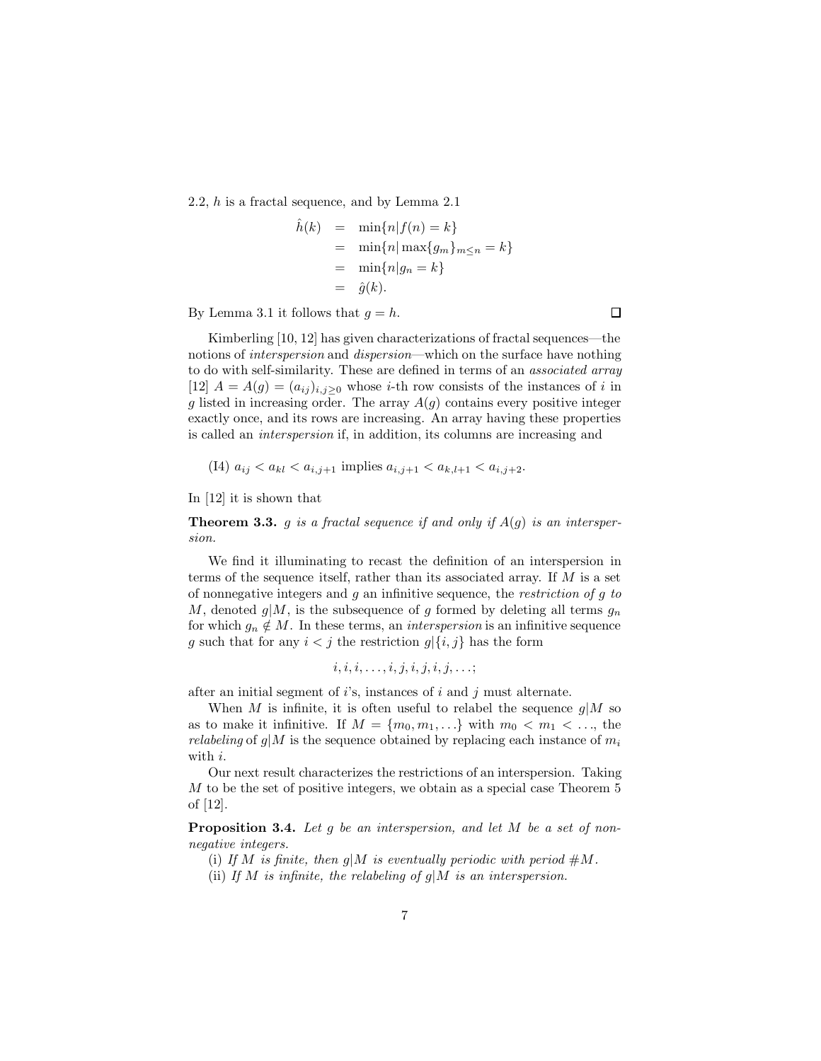2.2, $h$ is a fractal sequence, and by Lemma 2.1

$$
\begin{aligned}
\hat{h}(k) &= \min\{n|f(n) = k\} \\
&= \min\{n|\max\{g_m\}_{m\leq n} = k\} \\
&= \min\{n|g_n = k\} \\
&= \hat{g}(k).
\end{aligned}
$$

By Lemma 3.1 it follows that $g = h$. □

Kimberling [10, 12] has given characterizations of fractal sequences—the notions of *interspersion* and *dispersion*—which on the surface have nothing to do with self-similarity. These are defined in terms of an *associated array* [12] $A = A(g) = (a_{ij})_{i,j\geq 0}$ whose $i$-th row consists of the instances of $i$ in $g$ listed in increasing order. The array $A(g)$ contains every positive integer exactly once, and its rows are increasing. An array having these properties is called an *interspersion* if, in addition, its columns are increasing and

(I4) $a_{ij} < a_{kl} < a_{i,j+1}$ implies $a_{i,j+1} < a_{k,l+1} < a_{i,j+2}$.

In [12] it is shown that

**Theorem 3.3.** *$g$ is a fractal sequence if and only if $A(g)$ is an interspersion.*

We find it illuminating to recast the definition of an interspersion in terms of the sequence itself, rather than its associated array. If $M$ is a set of nonnegative integers and $g$ an infinitive sequence, the *restriction of $g$ to $M$*, denoted $g|M$, is the subsequence of $g$ formed by deleting all terms $g_n$ for which $g_n \notin M$. In these terms, an *interspersion* is an infinitive sequence $g$ such that for any $i < j$ the restriction $g|\{i, j\}$ has the form

$$i, i, i, \ldots, i, j, i, j, i, j, \ldots;$$

after an initial segment of $i$'s, instances of $i$ and $j$ must alternate.

When $M$ is infinite, it is often useful to relabel the sequence $g|M$ so as to make it infinitive. If $M = \{m_0, m_1, \ldots\}$ with $m_0 < m_1 < \ldots$, the *relabeling* of $g|M$ is the sequence obtained by replacing each instance of $m_i$ with $i$.

Our next result characterizes the restrictions of an interspersion. Taking $M$ to be the set of positive integers, we obtain as a special case Theorem 5 of [12].

**Proposition 3.4.** *Let $g$ be an interspersion, and let $M$ be a set of nonnegative integers.*

(i) *If $M$ is finite, then $g|M$ is eventually periodic with period $\#M$.*

(ii) *If $M$ is infinite, the relabeling of $g|M$ is an interspersion.*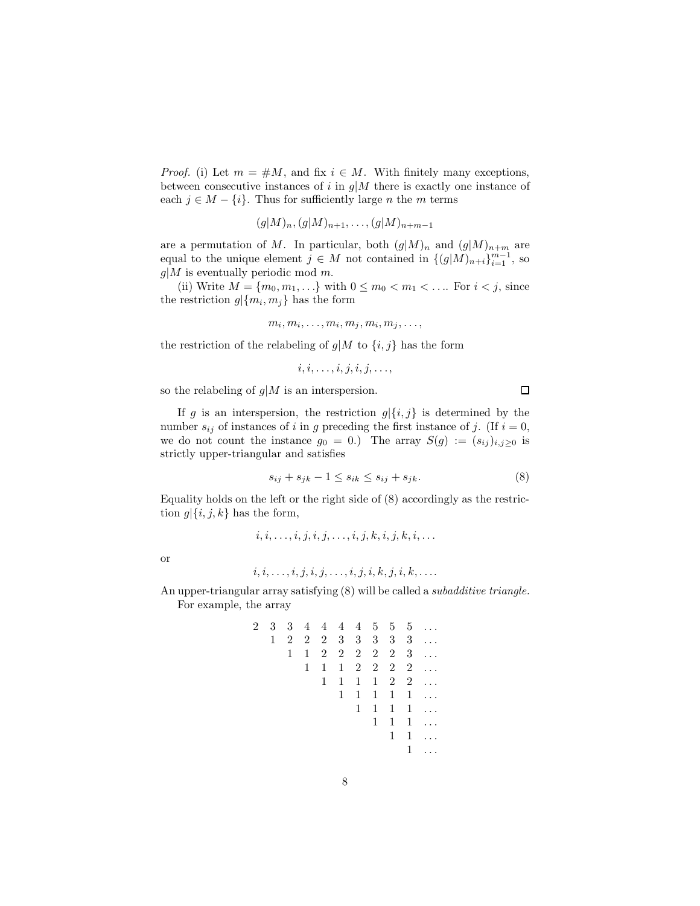*Proof.* (i) Let $m = \#M$, and fix $i \in M$. With finitely many exceptions, between consecutive instances of $i$ in $g|M$ there is exactly one instance of each $j \in M - \{i\}$. Thus for sufficiently large $n$ the $m$ terms

$$(g|M)_n, (g|M)_{n+1}, \ldots, (g|M)_{n+m-1}$$

are a permutation of $M$. In particular, both $(g|M)_n$ and $(g|M)_{n+m}$ are equal to the unique element $j \in M$ not contained in $\{(g|M)_{n+i}\}_{i=1}^{m-1}$, so $g|M$ is eventually periodic mod $m$.

(ii) Write $M = \{m_0, m_1, \ldots\}$ with $0 \leq m_0 < m_1 < \ldots$. For $i < j$, since the restriction $g|\{m_i, m_j\}$ has the form

$$m_i, m_i, \ldots, m_i, m_j, m_i, m_j, \ldots,$$

the restriction of the relabeling of $g|M$ to $\{i, j\}$ has the form

$$i, i, \ldots, i, j, i, j, \ldots,$$

so the relabeling of $g|M$ is an interspersion. $\square$

If $g$ is an interspersion, the restriction $g|\{i, j\}$ is determined by the number $s_{ij}$ of instances of $i$ in $g$ preceding the first instance of $j$. (If $i = 0$, we do not count the instance $g_0 = 0$.) The array $S(g) := (s_{ij})_{i,j \geq 0}$ is strictly upper-triangular and satisfies

$$s_{ij} + s_{jk} - 1 \leq s_{ik} \leq s_{ij} + s_{jk}. \tag{8}$$

Equality holds on the left or the right side of (8) accordingly as the restriction $g|\{i, j, k\}$ has the form,

$$i, i, \ldots, i, j, i, j, \ldots, i, j, k, i, j, k, i, \ldots$$

or

$$i, i, \ldots, i, j, i, j, \ldots, i, j, i, k, j, i, k, \ldots.$$

An upper-triangular array satisfying (8) will be called a *subadditive triangle.*

For example, the array

$$\begin{array}{ccccccccccc}
2 & 3 & 3 & 4 & 4 & 4 & 4 & 5 & 5 & 5 & \ldots \\
 & 1 & 2 & 2 & 2 & 3 & 3 & 3 & 3 & 3 & \ldots \\
 & & 1 & 1 & 2 & 2 & 2 & 2 & 2 & 3 & \ldots \\
 & & & 1 & 1 & 1 & 2 & 2 & 2 & 2 & \ldots \\
 & & & & 1 & 1 & 1 & 1 & 2 & 2 & \ldots \\
 & & & & & 1 & 1 & 1 & 1 & 1 & \ldots \\
 & & & & & & 1 & 1 & 1 & 1 & \ldots \\
 & & & & & & & 1 & 1 & 1 & \ldots \\
 & & & & & & & & 1 & 1 & \ldots \\
 & & & & & & & & & 1 & \ldots
\end{array}$$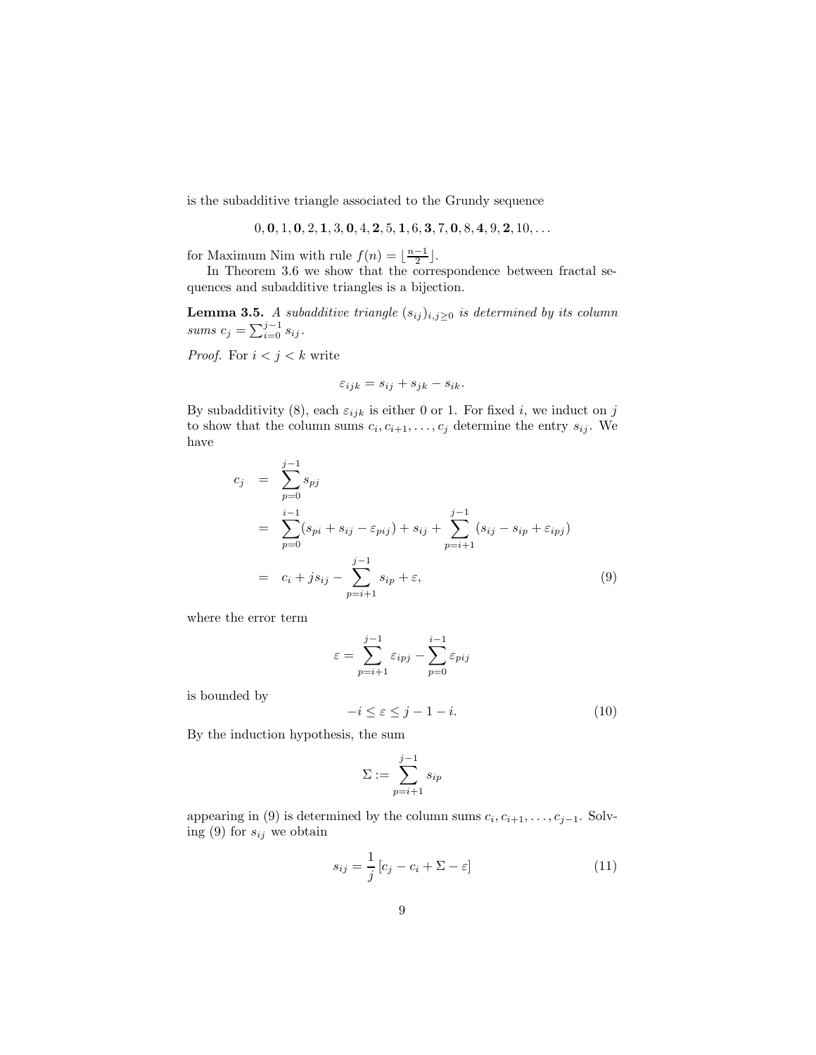is the subadditive triangle associated to the Grundy sequence

$$0, \mathbf{0}, 1, \mathbf{0}, 2, \mathbf{1}, 3, \mathbf{0}, 4, \mathbf{2}, 5, \mathbf{1}, 6, \mathbf{3}, 7, \mathbf{0}, 8, \mathbf{4}, 9, \mathbf{2}, 10, \ldots$$

for Maximum Nim with rule $f(n) = \lfloor \frac{n-1}{2} \rfloor$.

In Theorem 3.6 we show that the correspondence between fractal sequences and subadditive triangles is a bijection.

**Lemma 3.5.** *A subadditive triangle $(s_{ij})_{i,j\geq 0}$ is determined by its column sums $c_j = \sum_{i=0}^{j-1} s_{ij}$.*

*Proof.* For $i < j < k$ write

$$\varepsilon_{ijk} = s_{ij} + s_{jk} - s_{ik}.$$

By subadditivity (8), each $\varepsilon_{ijk}$ is either 0 or 1. For fixed $i$, we induct on $j$ to show that the column sums $c_i, c_{i+1}, \ldots, c_j$ determine the entry $s_{ij}$. We have

$$\begin{aligned} c_j &= \sum_{p=0}^{j-1} s_{pj} \\ &= \sum_{p=0}^{i-1} (s_{pi} + s_{ij} - \varepsilon_{pij}) + s_{ij} + \sum_{p=i+1}^{j-1} (s_{ij} - s_{ip} + \varepsilon_{ipj}) \\ &= c_i + j s_{ij} - \sum_{p=i+1}^{j-1} s_{ip} + \varepsilon, \end{aligned} \tag{9}$$

where the error term

$$\varepsilon = \sum_{p=i+1}^{j-1} \varepsilon_{ipj} - \sum_{p=0}^{i-1} \varepsilon_{pij}$$

is bounded by

$$-i \leq \varepsilon \leq j - 1 - i. \tag{10}$$

By the induction hypothesis, the sum

$$\Sigma := \sum_{p=i+1}^{j-1} s_{ip}$$

appearing in (9) is determined by the column sums $c_i, c_{i+1}, \ldots, c_{j-1}$. Solving (9) for $s_{ij}$ we obtain

$$s_{ij} = \frac{1}{j} \left[ c_j - c_i + \Sigma - \varepsilon \right] \tag{11}$$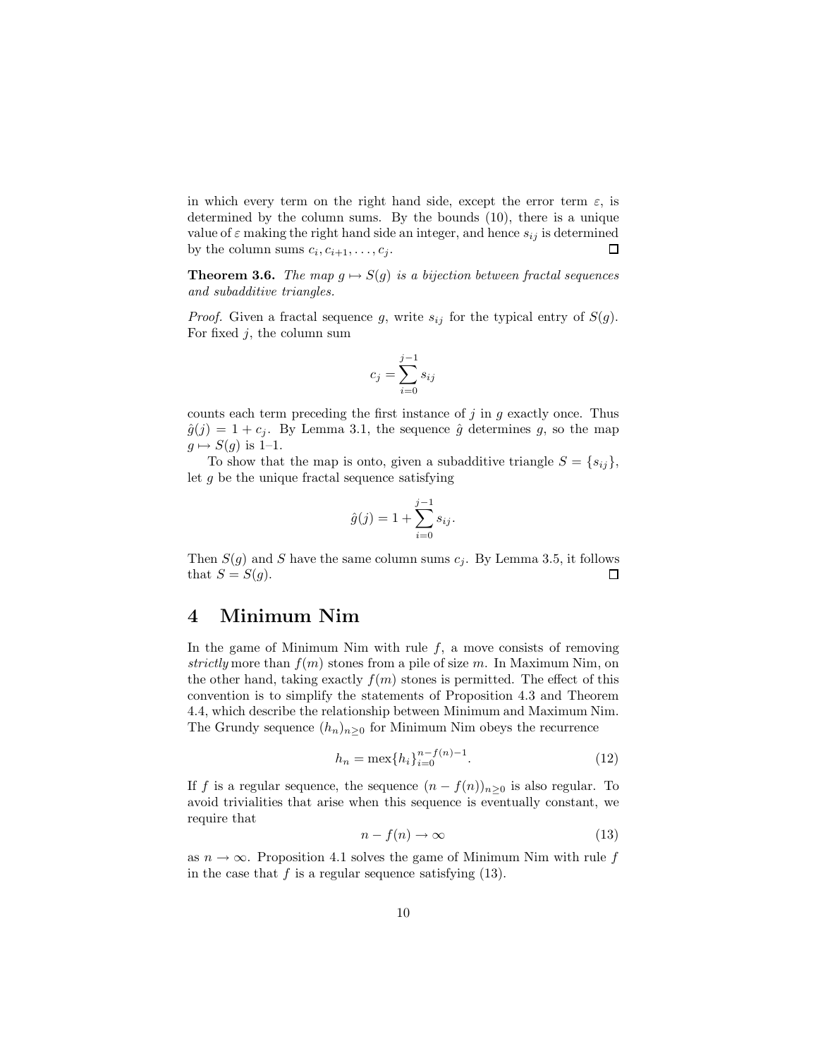in which every term on the right hand side, except the error term $\varepsilon$, is determined by the column sums. By the bounds (10), there is a unique value of $\varepsilon$ making the right hand side an integer, and hence $s_{ij}$ is determined by the column sums $c_i, c_{i+1}, \ldots, c_j$. $\square$

**Theorem 3.6.** *The map $g \mapsto S(g)$ is a bijection between fractal sequences and subadditive triangles.*

*Proof.* Given a fractal sequence $g$, write $s_{ij}$ for the typical entry of $S(g)$. For fixed $j$, the column sum

$$c_j = \sum_{i=0}^{j-1} s_{ij}$$

counts each term preceding the first instance of $j$ in $g$ exactly once. Thus $\hat{g}(j) = 1 + c_j$. By Lemma 3.1, the sequence $\hat{g}$ determines $g$, so the map $g \mapsto S(g)$ is 1–1.

To show that the map is onto, given a subadditive triangle $S = \{s_{ij}\}$, let $g$ be the unique fractal sequence satisfying

$$\hat{g}(j) = 1 + \sum_{i=0}^{j-1} s_{ij}.$$

Then $S(g)$ and $S$ have the same column sums $c_j$. By Lemma 3.5, it follows that $S = S(g)$. $\square$

# 4 Minimum Nim

In the game of Minimum Nim with rule $f$, a move consists of removing *strictly* more than $f(m)$ stones from a pile of size $m$. In Maximum Nim, on the other hand, taking exactly $f(m)$ stones is permitted. The effect of this convention is to simplify the statements of Proposition 4.3 and Theorem 4.4, which describe the relationship between Minimum and Maximum Nim. The Grundy sequence $(h_n)_{n\geq 0}$ for Minimum Nim obeys the recurrence

$$h_n = \operatorname{mex}\{h_i\}_{i=0}^{n-f(n)-1}. \tag{12}$$

If $f$ is a regular sequence, the sequence $(n - f(n))_{n\geq 0}$ is also regular. To avoid trivialities that arise when this sequence is eventually constant, we require that

$$n - f(n) \to \infty \tag{13}$$

as $n \to \infty$. Proposition 4.1 solves the game of Minimum Nim with rule $f$ in the case that $f$ is a regular sequence satisfying (13).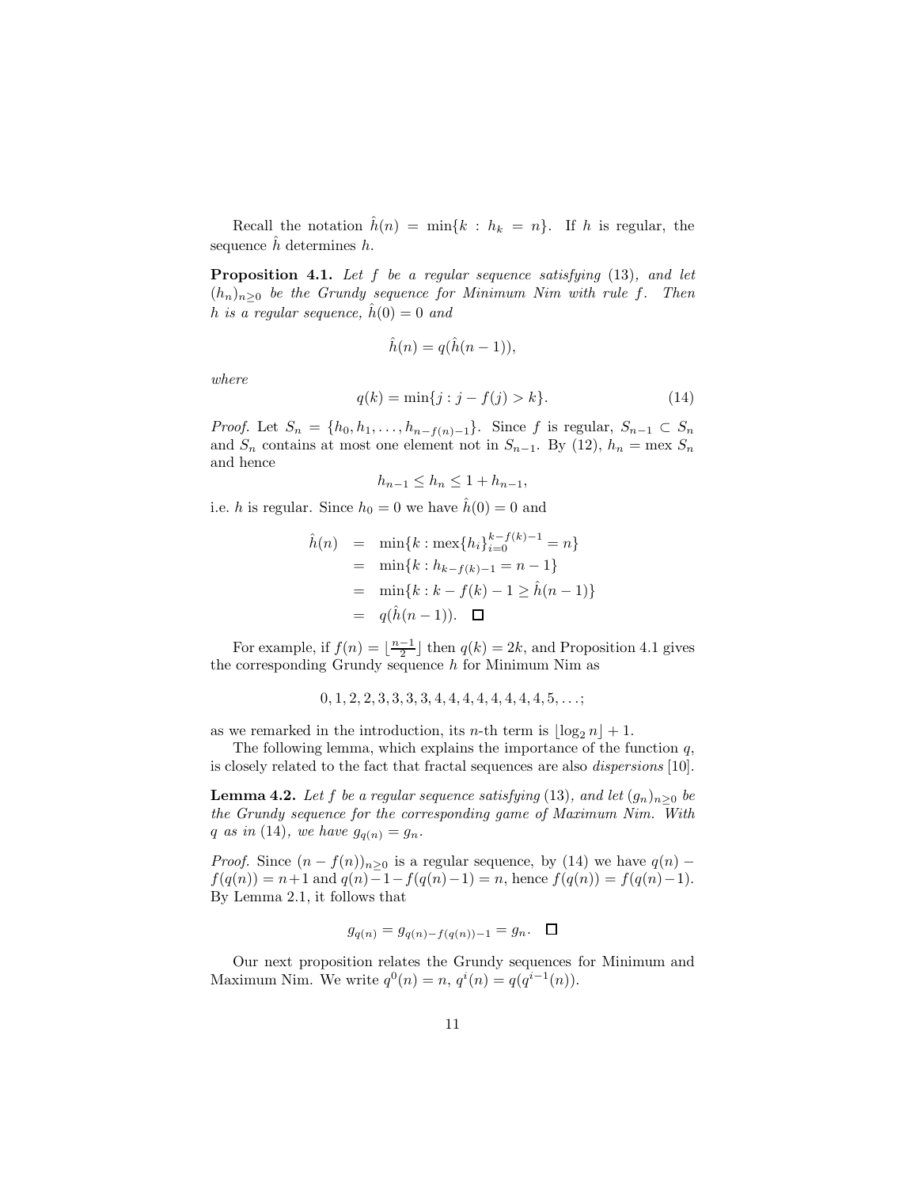Recall the notation $\hat{h}(n) = \min\{k : h_k = n\}$. If $h$ is regular, the sequence $\hat{h}$ determines $h$.

**Proposition 4.1.** *Let $f$ be a regular sequence satisfying* (13)*, and let $(h_n)_{n\geq 0}$ be the Grundy sequence for Minimum Nim with rule $f$. Then $h$ is a regular sequence, $\hat{h}(0) = 0$ and*

$$\hat{h}(n) = q(\hat{h}(n-1)),$$

*where*

$$q(k) = \min\{j : j - f(j) > k\}. \tag{14}$$

*Proof.* Let $S_n = \{h_0, h_1, \ldots, h_{n-f(n)-1}\}$. Since $f$ is regular, $S_{n-1} \subset S_n$ and $S_n$ contains at most one element not in $S_{n-1}$. By (12), $h_n = \operatorname{mex} S_n$ and hence

$$h_{n-1} \leq h_n \leq 1 + h_{n-1},$$

i.e. $h$ is regular. Since $h_0 = 0$ we have $\hat{h}(0) = 0$ and

$$\begin{aligned}
\hat{h}(n) &= \min\{k : \operatorname{mex}\{h_i\}_{i=0}^{k-f(k)-1} = n\} \\
&= \min\{k : h_{k-f(k)-1} = n-1\} \\
&= \min\{k : k - f(k) - 1 \geq \hat{h}(n-1)\} \\
&= q(\hat{h}(n-1)). \quad \square
\end{aligned}$$

For example, if $f(n) = \lfloor \frac{n-1}{2} \rfloor$ then $q(k) = 2k$, and Proposition 4.1 gives the corresponding Grundy sequence $h$ for Minimum Nim as

$$0, 1, 2, 2, 3, 3, 3, 3, 4, 4, 4, 4, 4, 4, 4, 4, 5, \ldots;$$

as we remarked in the introduction, its $n$-th term is $\lfloor \log_2 n \rfloor + 1$.

The following lemma, which explains the importance of the function $q$, is closely related to the fact that fractal sequences are also *dispersions* [10].

**Lemma 4.2.** *Let $f$ be a regular sequence satisfying* (13)*, and let $(g_n)_{n\geq 0}$ be the Grundy sequence for the corresponding game of Maximum Nim. With $q$ as in* (14)*, we have $g_{q(n)} = g_n$.*

*Proof.* Since $(n - f(n))_{n\geq 0}$ is a regular sequence, by (14) we have $q(n) - f(q(n)) = n+1$ and $q(n) - 1 - f(q(n)-1) = n$, hence $f(q(n)) = f(q(n)-1)$. By Lemma 2.1, it follows that

$$g_{q(n)} = g_{q(n)-f(q(n))-1} = g_n. \quad \square$$

Our next proposition relates the Grundy sequences for Minimum and Maximum Nim. We write $q^0(n) = n$, $q^i(n) = q(q^{i-1}(n))$.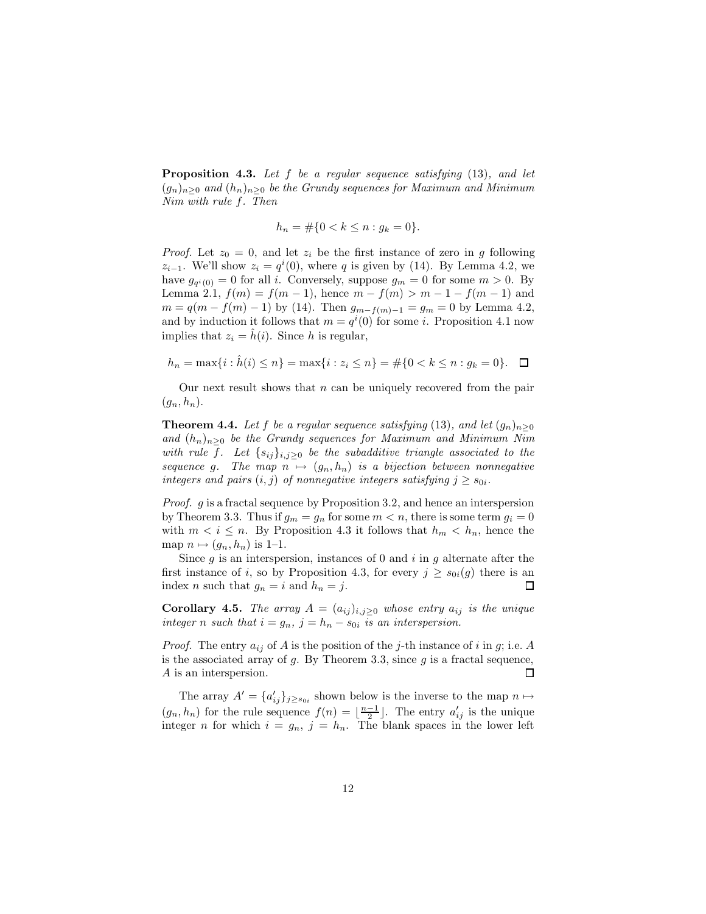**Proposition 4.3.** *Let $f$ be a regular sequence satisfying* (13)*, and let $(g_n)_{n\geq 0}$ and $(h_n)_{n\geq 0}$ be the Grundy sequences for Maximum and Minimum Nim with rule $f$. Then*

$$h_n = \#\{0 < k \leq n : g_k = 0\}.$$

*Proof.* Let $z_0 = 0$, and let $z_i$ be the first instance of zero in $g$ following $z_{i-1}$. We'll show $z_i = q^i(0)$, where $q$ is given by (14). By Lemma 4.2, we have $g_{q^i(0)} = 0$ for all $i$. Conversely, suppose $g_m = 0$ for some $m > 0$. By Lemma 2.1, $f(m) = f(m-1)$, hence $m - f(m) > m - 1 - f(m-1)$ and $m = q(m - f(m) - 1)$ by (14). Then $g_{m-f(m)-1} = g_m = 0$ by Lemma 4.2, and by induction it follows that $m = q^i(0)$ for some $i$. Proposition 4.1 now implies that $z_i = \hat{h}(i)$. Since $h$ is regular,

$$h_n = \max\{i : \hat{h}(i) \leq n\} = \max\{i : z_i \leq n\} = \#\{0 < k \leq n : g_k = 0\}. \quad \square$$

Our next result shows that $n$ can be uniquely recovered from the pair $(g_n, h_n)$.

**Theorem 4.4.** *Let $f$ be a regular sequence satisfying* (13)*, and let $(g_n)_{n\geq 0}$ and $(h_n)_{n\geq 0}$ be the Grundy sequences for Maximum and Minimum Nim with rule $f$. Let $\{s_{ij}\}_{i,j\geq 0}$ be the subadditive triangle associated to the sequence $g$. The map $n \mapsto (g_n, h_n)$ is a bijection between nonnegative integers and pairs $(i,j)$ of nonnegative integers satisfying $j \geq s_{0i}$.*

*Proof.* $g$ is a fractal sequence by Proposition 3.2, and hence an interspersion by Theorem 3.3. Thus if $g_m = g_n$ for some $m < n$, there is some term $g_i = 0$ with $m < i \leq n$. By Proposition 4.3 it follows that $h_m < h_n$, hence the map $n \mapsto (g_n, h_n)$ is 1–1.

Since $g$ is an interspersion, instances of 0 and $i$ in $g$ alternate after the first instance of $i$, so by Proposition 4.3, for every $j \geq s_{0i}(g)$ there is an index $n$ such that $g_n = i$ and $h_n = j$. $\square$

**Corollary 4.5.** *The array $A = (a_{ij})_{i,j\geq 0}$ whose entry $a_{ij}$ is the unique integer $n$ such that $i = g_n$, $j = h_n - s_{0i}$ is an interspersion.*

*Proof.* The entry $a_{ij}$ of $A$ is the position of the $j$-th instance of $i$ in $g$; i.e. $A$ is the associated array of $g$. By Theorem 3.3, since $g$ is a fractal sequence, $A$ is an interspersion. $\square$

The array $A' = \{a'_{ij}\}_{j\geq s_{0i}}$ shown below is the inverse to the map $n \mapsto (g_n, h_n)$ for the rule sequence $f(n) = \lfloor \frac{n-1}{2} \rfloor$. The entry $a'_{ij}$ is the unique integer $n$ for which $i = g_n$, $j = h_n$. The blank spaces in the lower left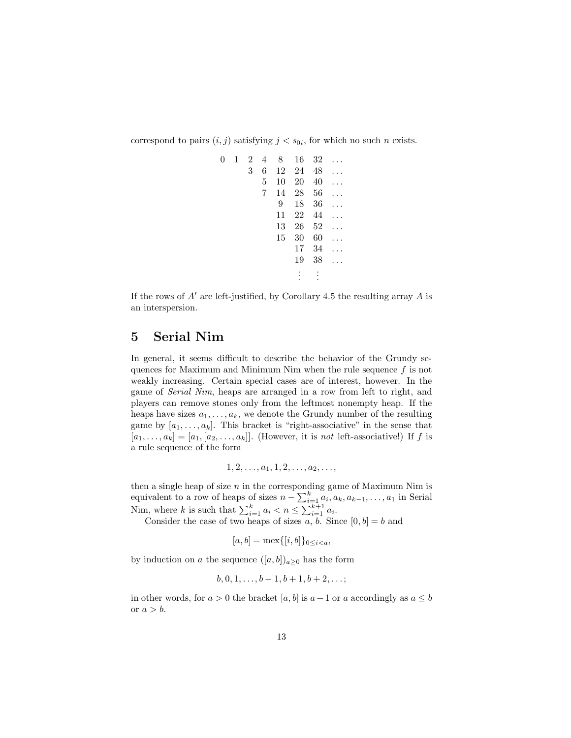correspond to pairs $(i, j)$ satisfying $j < s_{0i}$, for which no such $n$ exists.

$$
\begin{array}{cccccccc}
0 & 1 & 2 & 4 & 8 & 16 & 32 & \ldots \\
 & & 3 & 6 & 12 & 24 & 48 & \ldots \\
 & & & 5 & 10 & 20 & 40 & \ldots \\
 & & & 7 & 14 & 28 & 56 & \ldots \\
 & & & & 9 & 18 & 36 & \ldots \\
 & & & & 11 & 22 & 44 & \ldots \\
 & & & & 13 & 26 & 52 & \ldots \\
 & & & & 15 & 30 & 60 & \ldots \\
 & & & & & 17 & 34 & \ldots \\
 & & & & & 19 & 38 & \ldots \\
 & & & & & \vdots & \vdots &
\end{array}
$$

If the rows of $A'$ are left-justified, by Corollary 4.5 the resulting array $A$ is an interspersion.

# 5 Serial Nim

In general, it seems difficult to describe the behavior of the Grundy sequences for Maximum and Minimum Nim when the rule sequence $f$ is not weakly increasing. Certain special cases are of interest, however. In the game of *Serial Nim*, heaps are arranged in a row from left to right, and players can remove stones only from the leftmost nonempty heap. If the heaps have sizes $a_1, \ldots, a_k$, we denote the Grundy number of the resulting game by $[a_1, \ldots, a_k]$. This bracket is "right-associative" in the sense that $[a_1, \ldots, a_k] = [a_1, [a_2, \ldots, a_k]]$. (However, it is *not* left-associative!) If $f$ is a rule sequence of the form

$$1, 2, \ldots, a_1, 1, 2, \ldots, a_2, \ldots,$$

then a single heap of size $n$ in the corresponding game of Maximum Nim is equivalent to a row of heaps of sizes $n - \sum_{i=1}^{k} a_i, a_k, a_{k-1}, \ldots, a_1$ in Serial Nim, where $k$ is such that $\sum_{i=1}^{k} a_i < n \leq \sum_{i=1}^{k+1} a_i$.

Consider the case of two heaps of sizes $a$, $b$. Since $[0, b] = b$ and

$$[a, b] = \text{mex}\{[i, b]\}_{0 \leq i < a},$$

by induction on $a$ the sequence $([a, b])_{a \geq 0}$ has the form

$$b, 0, 1, \ldots, b-1, b+1, b+2, \ldots;$$

in other words, for $a > 0$ the bracket $[a, b]$ is $a - 1$ or $a$ accordingly as $a \leq b$ or $a > b$.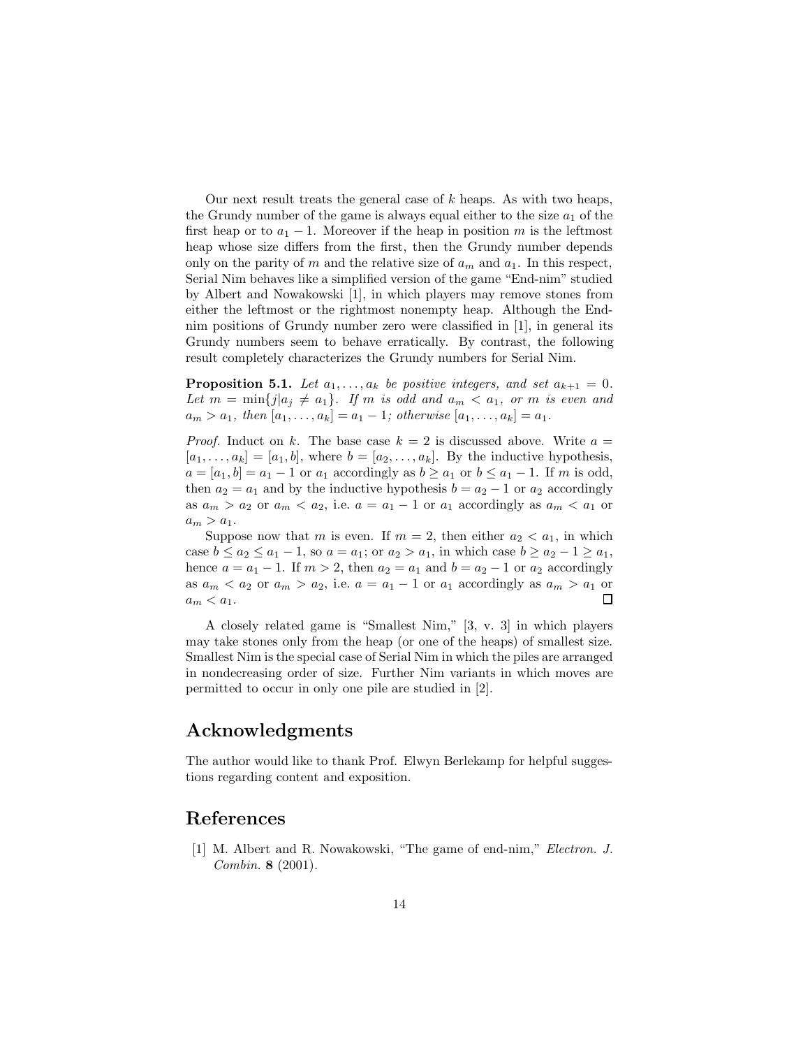Our next result treats the general case of $k$ heaps. As with two heaps, the Grundy number of the game is always equal either to the size $a_1$ of the first heap or to $a_1 - 1$. Moreover if the heap in position $m$ is the leftmost heap whose size differs from the first, then the Grundy number depends only on the parity of $m$ and the relative size of $a_m$ and $a_1$. In this respect, Serial Nim behaves like a simplified version of the game "End-nim" studied by Albert and Nowakowski [1], in which players may remove stones from either the leftmost or the rightmost nonempty heap. Although the End-nim positions of Grundy number zero were classified in [1], in general its Grundy numbers seem to behave erratically. By contrast, the following result completely characterizes the Grundy numbers for Serial Nim.

**Proposition 5.1.** *Let $a_1, \ldots, a_k$ be positive integers, and set $a_{k+1} = 0$. Let $m = \min\{j | a_j \neq a_1\}$. If $m$ is odd and $a_m < a_1$, or $m$ is even and $a_m > a_1$, then $[a_1, \ldots, a_k] = a_1 - 1$; otherwise $[a_1, \ldots, a_k] = a_1$.*

*Proof.* Induct on $k$. The base case $k = 2$ is discussed above. Write $a = [a_1, \ldots, a_k] = [a_1, b]$, where $b = [a_2, \ldots, a_k]$. By the inductive hypothesis, $a = [a_1, b] = a_1 - 1$ or $a_1$ accordingly as $b \geq a_1$ or $b \leq a_1 - 1$. If $m$ is odd, then $a_2 = a_1$ and by the inductive hypothesis $b = a_2 - 1$ or $a_2$ accordingly as $a_m > a_2$ or $a_m < a_2$, i.e. $a = a_1 - 1$ or $a_1$ accordingly as $a_m < a_1$ or $a_m > a_1$.

Suppose now that $m$ is even. If $m = 2$, then either $a_2 < a_1$, in which case $b \leq a_2 \leq a_1 - 1$, so $a = a_1$; or $a_2 > a_1$, in which case $b \geq a_2 - 1 \geq a_1$, hence $a = a_1 - 1$. If $m > 2$, then $a_2 = a_1$ and $b = a_2 - 1$ or $a_2$ accordingly as $a_m < a_2$ or $a_m > a_2$, i.e. $a = a_1 - 1$ or $a_1$ accordingly as $a_m > a_1$ or $a_m < a_1$. ☐

A closely related game is "Smallest Nim," [3, v. 3] in which players may take stones only from the heap (or one of the heaps) of smallest size. Smallest Nim is the special case of Serial Nim in which the piles are arranged in nondecreasing order of size. Further Nim variants in which moves are permitted to occur in only one pile are studied in [2].

# Acknowledgments

The author would like to thank Prof. Elwyn Berlekamp for helpful suggestions regarding content and exposition.

# References

[1] M. Albert and R. Nowakowski, "The game of end-nim," *Electron. J. Combin.* **8** (2001).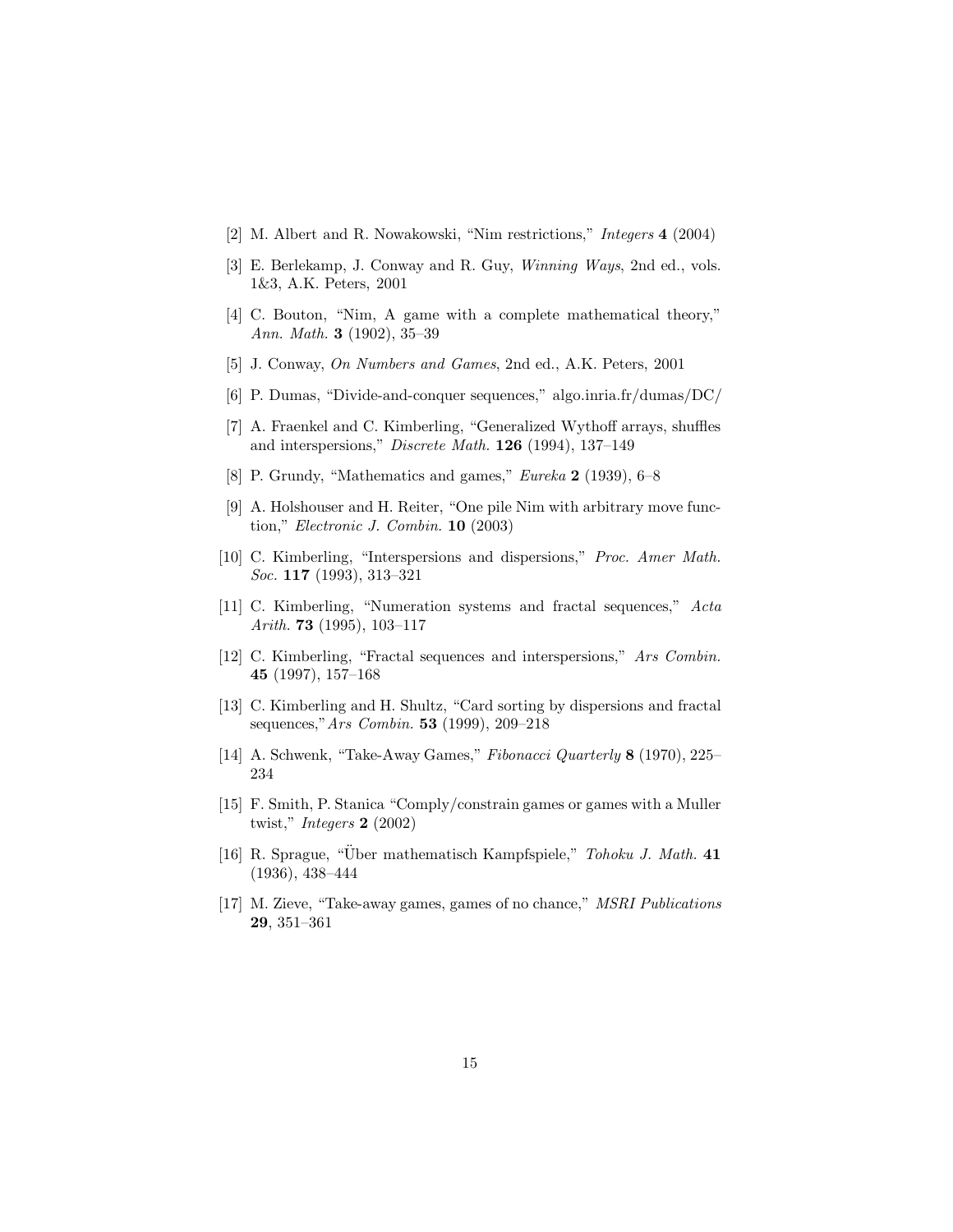[2] M. Albert and R. Nowakowski, "Nim restrictions," *Integers* **4** (2004)

[3] E. Berlekamp, J. Conway and R. Guy, *Winning Ways*, 2nd ed., vols. 1&3, A.K. Peters, 2001

[4] C. Bouton, "Nim, A game with a complete mathematical theory," *Ann. Math.* **3** (1902), 35–39

[5] J. Conway, *On Numbers and Games*, 2nd ed., A.K. Peters, 2001

[6] P. Dumas, "Divide-and-conquer sequences," algo.inria.fr/dumas/DC/

[7] A. Fraenkel and C. Kimberling, "Generalized Wythoff arrays, shuffles and interspersions," *Discrete Math.* **126** (1994), 137–149

[8] P. Grundy, "Mathematics and games," *Eureka* **2** (1939), 6–8

[9] A. Holshouser and H. Reiter, "One pile Nim with arbitrary move function," *Electronic J. Combin.* **10** (2003)

[10] C. Kimberling, "Interspersions and dispersions," *Proc. Amer Math. Soc.* **117** (1993), 313–321

[11] C. Kimberling, "Numeration systems and fractal sequences," *Acta Arith.* **73** (1995), 103–117

[12] C. Kimberling, "Fractal sequences and interspersions," *Ars Combin.* **45** (1997), 157–168

[13] C. Kimberling and H. Shultz, "Card sorting by dispersions and fractal sequences,"*Ars Combin.* **53** (1999), 209–218

[14] A. Schwenk, "Take-Away Games," *Fibonacci Quarterly* **8** (1970), 225–234

[15] F. Smith, P. Stanica "Comply/constrain games or games with a Muller twist," *Integers* **2** (2002)

[16] R. Sprague, "Über mathematisch Kampfspiele," *Tohoku J. Math.* **41** (1936), 438–444

[17] M. Zieve, "Take-away games, games of no chance," *MSRI Publications* **29**, 351–361